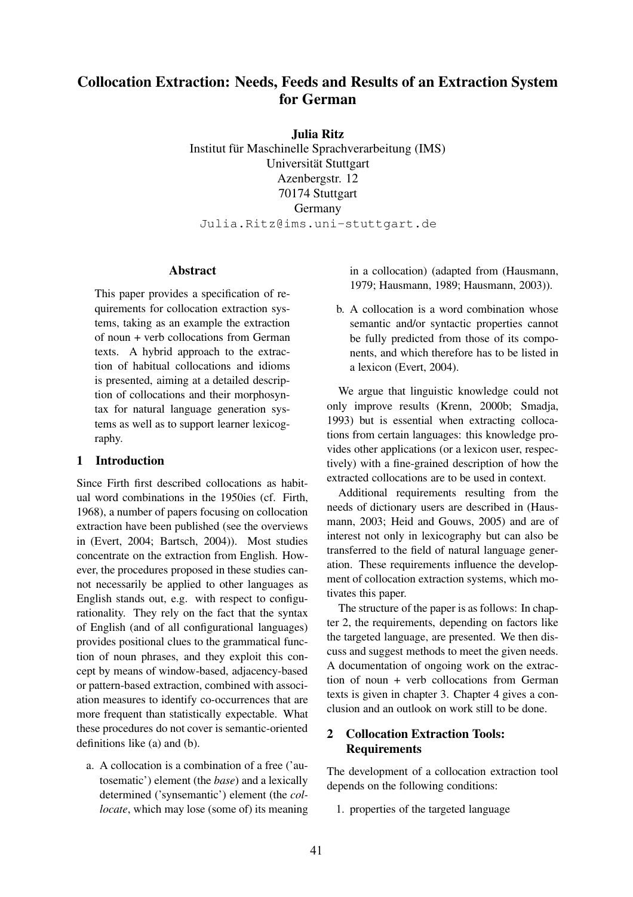# Collocation Extraction: Needs, Feeds and Results of an Extraction System for German

**Julia Ritz**
Institut für Maschinelle Sprachverarbeitung (IMS)
Universität Stuttgart
Azenbergstr. 12
70174 Stuttgart
Germany
Julia.Ritz@ims.uni-stuttgart.de

## Abstract

This paper provides a specification of requirements for collocation extraction systems, taking as an example the extraction of noun + verb collocations from German texts. A hybrid approach to the extraction of habitual collocations and idioms is presented, aiming at a detailed description of collocations and their morphosyntax for natural language generation systems as well as to support learner lexicography.

## 1 Introduction

Since Firth first described collocations as habitual word combinations in the 1950ies (cf. Firth, 1968), a number of papers focusing on collocation extraction have been published (see the overviews in (Evert, 2004; Bartsch, 2004)). Most studies concentrate on the extraction from English. However, the procedures proposed in these studies cannot necessarily be applied to other languages as English stands out, e.g. with respect to configurationality. They rely on the fact that the syntax of English (and of all configurational languages) provides positional clues to the grammatical function of noun phrases, and they exploit this concept by means of window-based, adjacency-based or pattern-based extraction, combined with association measures to identify co-occurrences that are more frequent than statistically expectable. What these procedures do not cover is semantic-oriented definitions like (a) and (b).

a. A collocation is a combination of a free ('autosematic') element (the *base*) and a lexically determined ('synsemantic') element (the *collocate*, which may lose (some of) its meaning in a collocation) (adapted from (Hausmann, 1979; Hausmann, 1989; Hausmann, 2003)).

b. A collocation is a word combination whose semantic and/or syntactic properties cannot be fully predicted from those of its components, and which therefore has to be listed in a lexicon (Evert, 2004).

We argue that linguistic knowledge could not only improve results (Krenn, 2000b; Smadja, 1993) but is essential when extracting collocations from certain languages: this knowledge provides other applications (or a lexicon user, respectively) with a fine-grained description of how the extracted collocations are to be used in context.

Additional requirements resulting from the needs of dictionary users are described in (Hausmann, 2003; Heid and Gouws, 2005) and are of interest not only in lexicography but can also be transferred to the field of natural language generation. These requirements influence the development of collocation extraction systems, which motivates this paper.

The structure of the paper is as follows: In chapter 2, the requirements, depending on factors like the targeted language, are presented. We then discuss and suggest methods to meet the given needs. A documentation of ongoing work on the extraction of noun + verb collocations from German texts is given in chapter 3. Chapter 4 gives a conclusion and an outlook on work still to be done.

## 2 Collocation Extraction Tools: Requirements

The development of a collocation extraction tool depends on the following conditions:

1. properties of the targeted language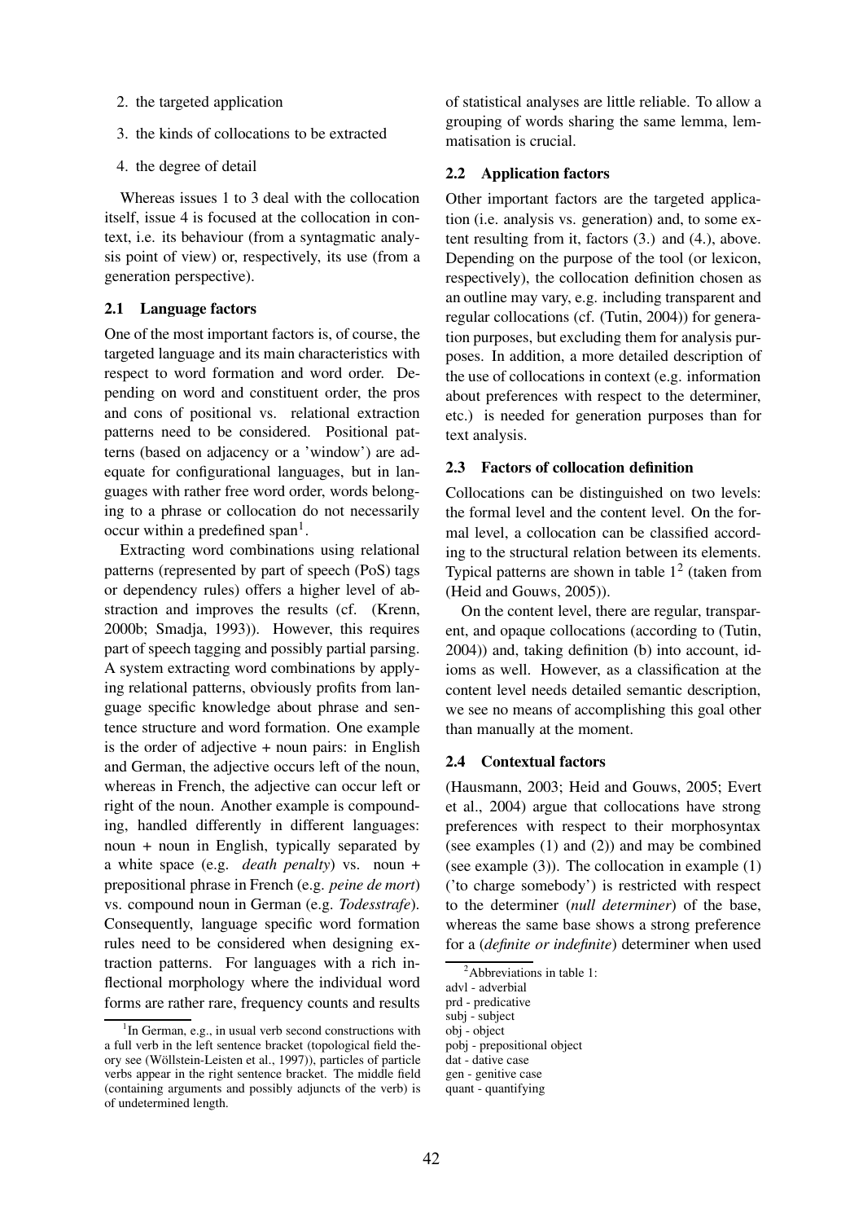2. the targeted application
3. the kinds of collocations to be extracted
4. the degree of detail

Whereas issues 1 to 3 deal with the collocation itself, issue 4 is focused at the collocation in context, i.e. its behaviour (from a syntagmatic analysis point of view) or, respectively, its use (from a generation perspective).

### 2.1 Language factors

One of the most important factors is, of course, the targeted language and its main characteristics with respect to word formation and word order. Depending on word and constituent order, the pros and cons of positional vs. relational extraction patterns need to be considered. Positional patterns (based on adjacency or a 'window') are adequate for configurational languages, but in languages with rather free word order, words belonging to a phrase or collocation do not necessarily occur within a predefined span[1].

Extracting word combinations using relational patterns (represented by part of speech (PoS) tags or dependency rules) offers a higher level of abstraction and improves the results (cf. (Krenn, 2000b; Smadja, 1993)). However, this requires part of speech tagging and possibly partial parsing. A system extracting word combinations by applying relational patterns, obviously profits from language specific knowledge about phrase and sentence structure and word formation. One example is the order of adjective + noun pairs: in English and German, the adjective occurs left of the noun, whereas in French, the adjective can occur left or right of the noun. Another example is compounding, handled differently in different languages: noun + noun in English, typically separated by a white space (e.g. *death penalty*) vs. noun + prepositional phrase in French (e.g. *peine de mort*) vs. compound noun in German (e.g. *Todesstrafe*). Consequently, language specific word formation rules need to be considered when designing extraction patterns. For languages with a rich inflectional morphology where the individual word forms are rather rare, frequency counts and results of statistical analyses are little reliable. To allow a grouping of words sharing the same lemma, lemmatisation is crucial.

### 2.2 Application factors

Other important factors are the targeted application (i.e. analysis vs. generation) and, to some extent resulting from it, factors (3.) and (4.), above. Depending on the purpose of the tool (or lexicon, respectively), the collocation definition chosen as an outline may vary, e.g. including transparent and regular collocations (cf. (Tutin, 2004)) for generation purposes, but excluding them for analysis purposes. In addition, a more detailed description of the use of collocations in context (e.g. information about preferences with respect to the determiner, etc.) is needed for generation purposes than for text analysis.

### 2.3 Factors of collocation definition

Collocations can be distinguished on two levels: the formal level and the content level. On the formal level, a collocation can be classified according to the structural relation between its elements. Typical patterns are shown in table 1[2] (taken from (Heid and Gouws, 2005)).

On the content level, there are regular, transparent, and opaque collocations (according to (Tutin, 2004)) and, taking definition (b) into account, idioms as well. However, as a classification at the content level needs detailed semantic description, we see no means of accomplishing this goal other than manually at the moment.

### 2.4 Contextual factors

(Hausmann, 2003; Heid and Gouws, 2005; Evert et al., 2004) argue that collocations have strong preferences with respect to their morphosyntax (see examples (1) and (2)) and may be combined (see example (3)). The collocation in example (1) ('to charge somebody') is restricted with respect to the determiner (*null determiner*) of the base, whereas the same base shows a strong preference for a (*definite or indefinite*) determiner when used

---

[1] In German, e.g., in usual verb second constructions with a full verb in the left sentence bracket (topological field theory see (Wöllstein-Leisten et al., 1997)), particles of particle verbs appear in the right sentence bracket. The middle field (containing arguments and possibly adjuncts of the verb) is of undetermined length.

[2] Abbreviations in table 1:
advl - adverbial
prd - predicative
subj - subject
obj - object
pobj - prepositional object
dat - dative case
gen - genitive case
quant - quantifying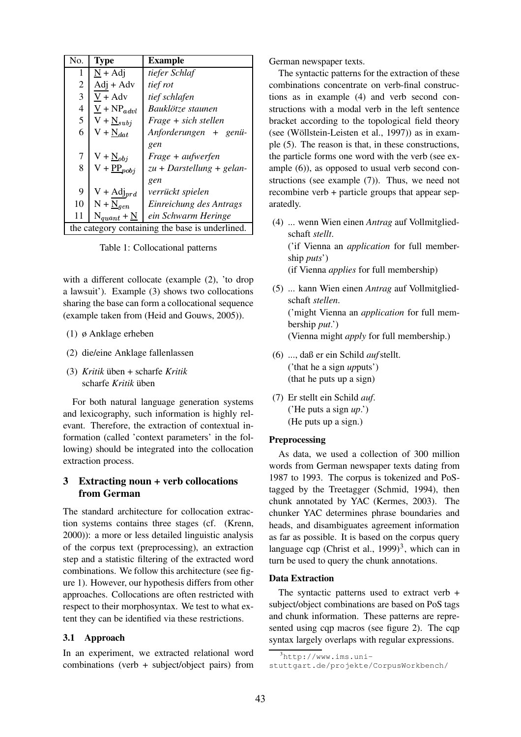| No. | Type | Example |
|---|---|---|
| 1 | $\underline{\text{N}}$ + Adj | *tiefer Schlaf* |
| 2 | $\underline{\text{Adj}}$ + Adv | *tief rot* |
| 3 | $\underline{\text{V}}$ + Adv | *tief schlafen* |
| 4 | $\underline{\text{V}}$ + $\text{NP}_{advl}$ | *Bauklötze staunen* |
| 5 | V + $\underline{\text{N}}_{subj}$ | *Frage + sich stellen* |
| 6 | V + $\underline{\text{N}}_{dat}$ | *Anforderungen + genügen* |
| 7 | V + $\underline{\text{N}}_{obj}$ | *Frage + aufwerfen* |
| 8 | V + $\underline{\text{PP}}_{pobj}$ | *zu + Darstellung + gelangen* |
| 9 | V + $\underline{\text{Adj}}_{prd}$ | *verrückt spielen* |
| 10 | N + $\underline{\text{N}}_{gen}$ | *Einreichung des Antrags* |
| 11 | $\text{N}_{quant}$ + $\underline{\text{N}}$ | *ein Schwarm Heringe* |
| the category containing the base is underlined. | | |

Table 1: Collocational patterns

with a different collocate (example (2), 'to drop a lawsuit'). Example (3) shows two collocations sharing the base can form a collocational sequence (example taken from (Heid and Gouws, 2005)).

(1) ø Anklage erheben

(2) die/eine Anklage fallenlassen

(3) *Kritik* üben + scharfe *Kritik*
scharfe *Kritik* üben

For both natural language generation systems and lexicography, such information is highly relevant. Therefore, the extraction of contextual information (called 'context parameters' in the following) should be integrated into the collocation extraction process.

## 3 Extracting noun + verb collocations from German

The standard architecture for collocation extraction systems contains three stages (cf. (Krenn, 2000)): a more or less detailed linguistic analysis of the corpus text (preprocessing), an extraction step and a statistic filtering of the extracted word combinations. We follow this architecture (see figure 1). However, our hypothesis differs from other approaches. Collocations are often restricted with respect to their morphosyntax. We test to what extent they can be identified via these restrictions.

### 3.1 Approach

In an experiment, we extracted relational word combinations (verb + subject/object pairs) from German newspaper texts.

The syntactic patterns for the extraction of these combinations concentrate on verb-final constructions as in example (4) and verb second constructions with a modal verb in the left sentence bracket according to the topological field theory (see (Wöllstein-Leisten et al., 1997)) as in example (5). The reason is that, in these constructions, the particle forms one word with the verb (see example (6)), as opposed to usual verb second constructions (see example (7)). Thus, we need not recombine verb + particle groups that appear separatedly.

(4) ... wenn Wien einen *Antrag* auf Vollmitgliedschaft *stellt*.
('if Vienna an *application* for full membership *puts*')
(if Vienna *applies* for full membership)

(5) ... kann Wien einen *Antrag* auf Vollmitgliedschaft *stellen*.
('might Vienna an *application* for full membership *put*.')
(Vienna might *apply* for full membership.)

(6) ..., daß er ein Schild *auf*stellt.
('that he a sign *up*puts')
(that he puts up a sign)

(7) Er stellt ein Schild *auf*.
('He puts a sign *up*.')
(He puts up a sign.)

#### Preprocessing

As data, we used a collection of 300 million words from German newspaper texts dating from 1987 to 1993. The corpus is tokenized and PoS-tagged by the Treetagger (Schmid, 1994), then chunk annotated by YAC (Kermes, 2003). The chunker YAC determines phrase boundaries and heads, and disambiguates agreement information as far as possible. It is based on the corpus query language cqp (Christ et al., 1999)[3], which can in turn be used to query the chunk annotations.

#### Data Extraction

The syntactic patterns used to extract verb + subject/object combinations are based on PoS tags and chunk information. These patterns are represented using cqp macros (see figure 2). The cqp syntax largely overlaps with regular expressions.

[3] http://www.ims.uni-stuttgart.de/projekte/CorpusWorkbench/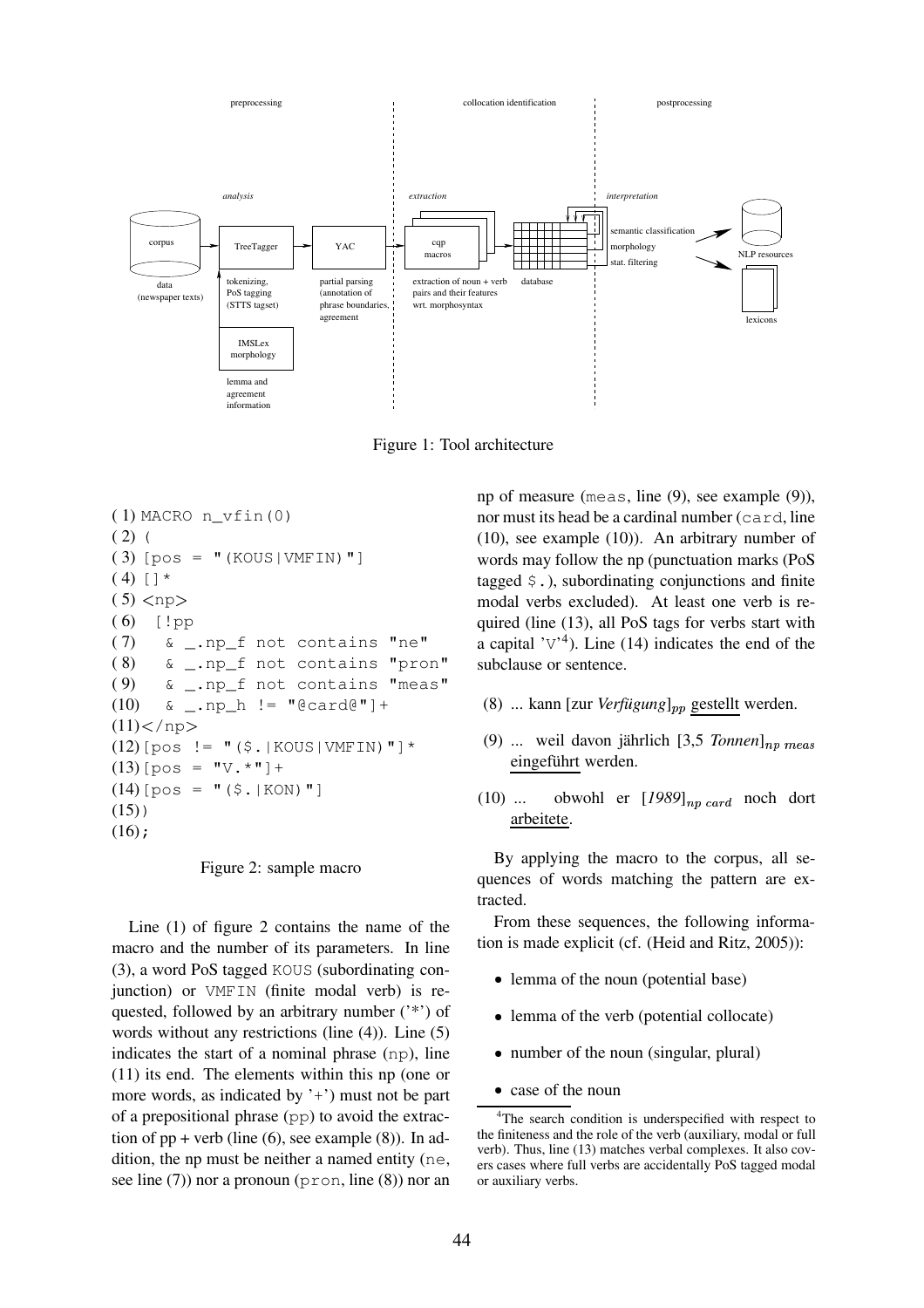Figure 1: Tool architecture

```
( 1) MACRO n_vfin(0)
( 2) (
( 3) [pos = "(KOUS|VMFIN)"]
( 4) []*
( 5) <np>
( 6)  [!pp
( 7)    & _.np_f not contains "ne"
( 8)    & _.np_f not contains "pron"
( 9)    & _.np_f not contains "meas"
(10)    & _.np_h != "@card@"]+
(11)</np>
(12)[pos != "($.|KOUS|VMFIN)"]*
(13)[pos = "V.*"]+
(14)[pos = "($.|KON)"]
(15))
(16);
```

Figure 2: sample macro

Line (1) of figure 2 contains the name of the macro and the number of its parameters. In line (3), a word PoS tagged `KOUS` (subordinating conjunction) or `VMFIN` (finite modal verb) is requested, followed by an arbitrary number ('*') of words without any restrictions (line (4)). Line (5) indicates the start of a nominal phrase (`np`), line (11) its end. The elements within this np (one or more words, as indicated by '+') must not be part of a prepositional phrase (`pp`) to avoid the extraction of pp + verb (line (6), see example (8)). In addition, the np must be neither a named entity (`ne`, see line (7)) nor a pronoun (`pron`, line (8)) nor an np of measure (`meas`, line (9), see example (9)), nor must its head be a cardinal number (`card`, line (10), see example (10)). An arbitrary number of words may follow the np (punctuation marks (PoS tagged `$.`), subordinating conjunctions and finite modal verbs excluded). At least one verb is required (line (13), all PoS tags for verbs start with a capital 'V'[4]). Line (14) indicates the end of the subclause or sentence.

(8) ... kann [zur *Verfügung*]$_{pp}$ gestellt werden.

(9) ... weil davon jährlich [3,5 *Tonnen*]$_{np\ meas}$ eingeführt werden.

(10) ... obwohl er [*1989*]$_{np\ card}$ noch dort arbeitete.

By applying the macro to the corpus, all sequences of words matching the pattern are extracted.

From these sequences, the following information is made explicit (cf. (Heid and Ritz, 2005)):

- lemma of the noun (potential base)
- lemma of the verb (potential collocate)
- number of the noun (singular, plural)
- case of the noun

[4]The search condition is underspecified with respect to the finiteness and the role of the verb (auxiliary, modal or full verb). Thus, line (13) matches verbal complexes. It also covers cases where full verbs are accidentally PoS tagged modal or auxiliary verbs.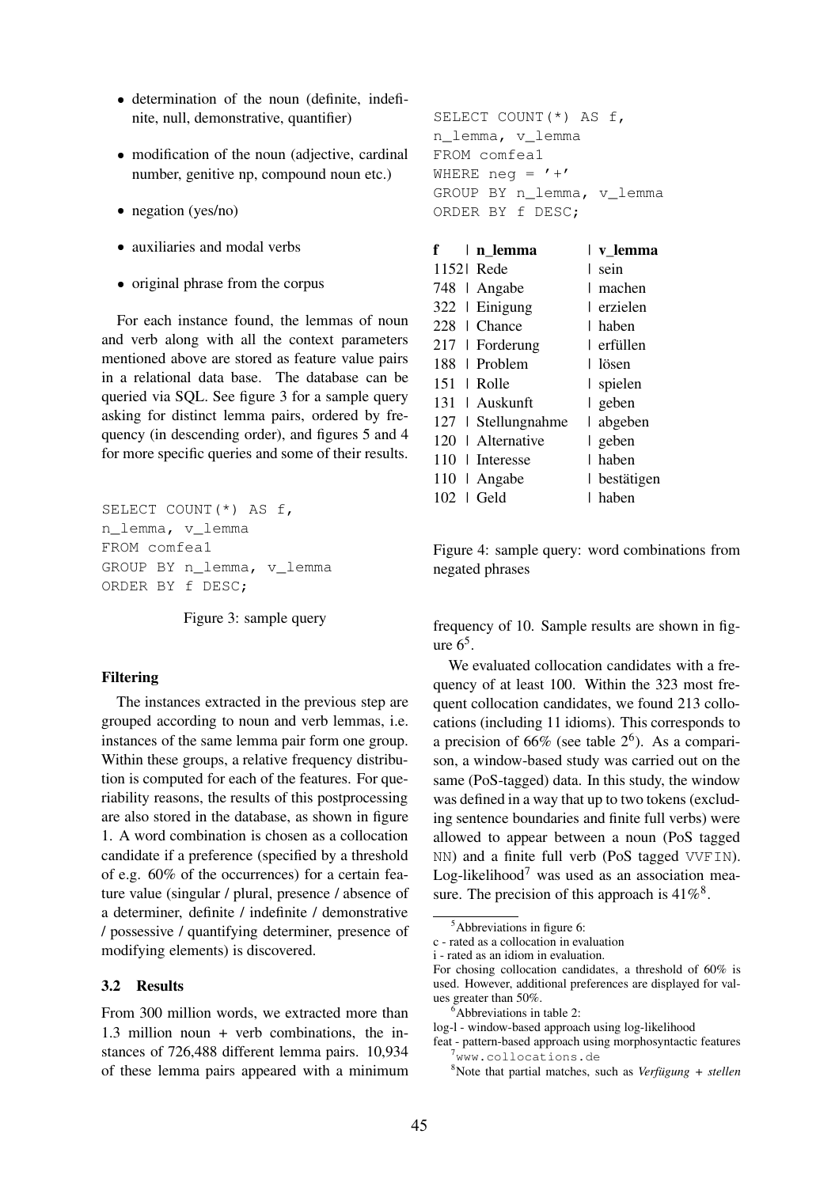- determination of the noun (definite, indefinite, null, demonstrative, quantifier)
- modification of the noun (adjective, cardinal number, genitive np, compound noun etc.)
- negation (yes/no)
- auxiliaries and modal verbs
- original phrase from the corpus

For each instance found, the lemmas of noun and verb along with all the context parameters mentioned above are stored as feature value pairs in a relational data base. The database can be queried via SQL. See figure 3 for a sample query asking for distinct lemma pairs, ordered by frequency (in descending order), and figures 5 and 4 for more specific queries and some of their results.

```
SELECT COUNT(*) AS f,
n_lemma, v_lemma
FROM comfea1
GROUP BY n_lemma, v_lemma
ORDER BY f DESC;
```

Figure 3: sample query

**Filtering**

The instances extracted in the previous step are grouped according to noun and verb lemmas, i.e. instances of the same lemma pair form one group. Within these groups, a relative frequency distribution is computed for each of the features. For queriability reasons, the results of this postprocessing are also stored in the database, as shown in figure 1. A word combination is chosen as a collocation candidate if a preference (specified by a threshold of e.g. 60% of the occurrences) for a certain feature value (singular / plural, presence / absence of a determiner, definite / indefinite / demonstrative / possessive / quantifying determiner, presence of modifying elements) is discovered.

### 3.2 Results

From 300 million words, we extracted more than 1.3 million noun + verb combinations, the instances of 726,488 different lemma pairs. 10,934 of these lemma pairs appeared with a minimum frequency of 10. Sample results are shown in figure 6[5].

```
SELECT COUNT(*) AS f,
n_lemma, v_lemma
FROM comfea1
WHERE neg = '+'
GROUP BY n_lemma, v_lemma
ORDER BY f DESC;
```

| f | n_lemma | v_lemma |
|---|---|---|
| 1152 | Rede | sein |
| 748 | Angabe | machen |
| 322 | Einigung | erzielen |
| 228 | Chance | haben |
| 217 | Forderung | erfüllen |
| 188 | Problem | lösen |
| 151 | Rolle | spielen |
| 131 | Auskunft | geben |
| 127 | Stellungnahme | abgeben |
| 120 | Alternative | geben |
| 110 | Interesse | haben |
| 110 | Angabe | bestätigen |
| 102 | Geld | haben |

Figure 4: sample query: word combinations from negated phrases

We evaluated collocation candidates with a frequency of at least 100. Within the 323 most frequent collocation candidates, we found 213 collocations (including 11 idioms). This corresponds to a precision of 66% (see table 2[6]). As a comparison, a window-based study was carried out on the same (PoS-tagged) data. In this study, the window was defined in a way that up to two tokens (excluding sentence boundaries and finite full verbs) were allowed to appear between a noun (PoS tagged NN) and a finite full verb (PoS tagged VVFIN). Log-likelihood[7] was used as an association measure. The precision of this approach is 41%[8].

[5] Abbreviations in figure 6:
c - rated as a collocation in evaluation
i - rated as an idiom in evaluation.
For chosing collocation candidates, a threshold of 60% is used. However, additional preferences are displayed for values greater than 50%.

[6] Abbreviations in table 2:
log-l - window-based approach using log-likelihood
feat - pattern-based approach using morphosyntactic features

[7] www.collocations.de

[8] Note that partial matches, such as *Verfügung + stellen*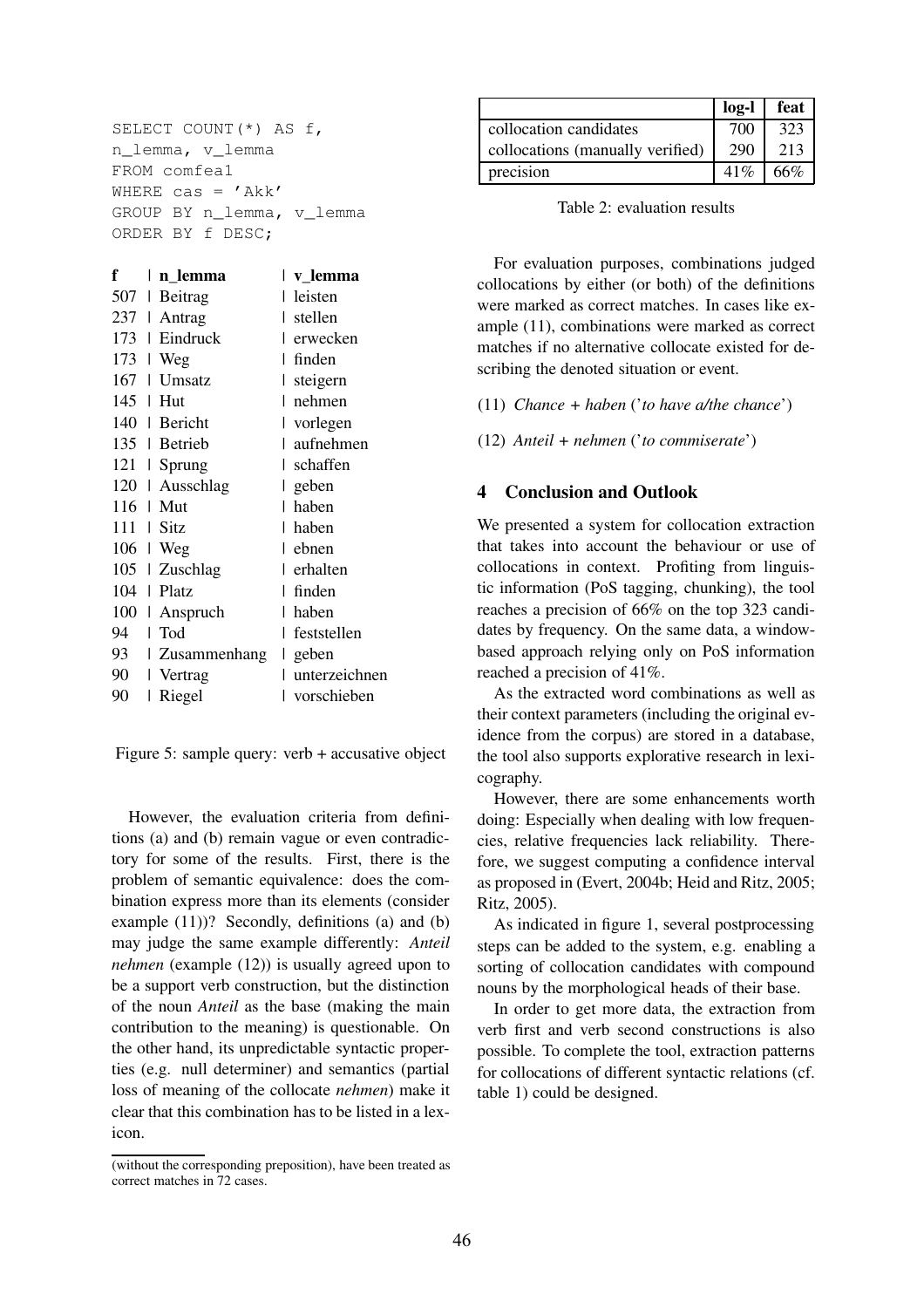```
SELECT COUNT(*) AS f,
n_lemma, v_lemma
FROM comfea1
WHERE cas = 'Akk'
GROUP BY n_lemma, v_lemma
ORDER BY f DESC;
```

| f | n_lemma | v_lemma |
|---|---|---|
| 507 | Beitrag | leisten |
| 237 | Antrag | stellen |
| 173 | Eindruck | erwecken |
| 173 | Weg | finden |
| 167 | Umsatz | steigern |
| 145 | Hut | nehmen |
| 140 | Bericht | vorlegen |
| 135 | Betrieb | aufnehmen |
| 121 | Sprung | schaffen |
| 120 | Ausschlag | geben |
| 116 | Mut | haben |
| 111 | Sitz | haben |
| 106 | Weg | ebnen |
| 105 | Zuschlag | erhalten |
| 104 | Platz | finden |
| 100 | Anspruch | haben |
| 94 | Tod | feststellen |
| 93 | Zusammenhang | geben |
| 90 | Vertrag | unterzeichnen |
| 90 | Riegel | vorschieben |

Figure 5: sample query: verb + accusative object

However, the evaluation criteria from definitions (a) and (b) remain vague or even contradictory for some of the results. First, there is the problem of semantic equivalence: does the combination express more than its elements (consider example (11))? Secondly, definitions (a) and (b) may judge the same example differently: *Anteil nehmen* (example (12)) is usually agreed upon to be a support verb construction, but the distinction of the noun *Anteil* as the base (making the main contribution to the meaning) is questionable. On the other hand, its unpredictable syntactic properties (e.g. null determiner) and semantics (partial loss of meaning of the collocate *nehmen*) make it clear that this combination has to be listed in a lexicon.

(without the corresponding preposition), have been treated as correct matches in 72 cases.

| | log-l | feat |
|---|---|---|
| collocation candidates | 700 | 323 |
| collocations (manually verified) | 290 | 213 |
| precision | 41% | 66% |

Table 2: evaluation results

For evaluation purposes, combinations judged collocations by either (or both) of the definitions were marked as correct matches. In cases like example (11), combinations were marked as correct matches if no alternative collocate existed for describing the denoted situation or event.

(11) *Chance + haben* ('*to have a/the chance*')

(12) *Anteil + nehmen* ('*to commiserate*')

## 4 Conclusion and Outlook

We presented a system for collocation extraction that takes into account the behaviour or use of collocations in context. Profiting from linguistic information (PoS tagging, chunking), the tool reaches a precision of 66% on the top 323 candidates by frequency. On the same data, a window-based approach relying only on PoS information reached a precision of 41%.

As the extracted word combinations as well as their context parameters (including the original evidence from the corpus) are stored in a database, the tool also supports explorative research in lexicography.

However, there are some enhancements worth doing: Especially when dealing with low frequencies, relative frequencies lack reliability. Therefore, we suggest computing a confidence interval as proposed in (Evert, 2004b; Heid and Ritz, 2005; Ritz, 2005).

As indicated in figure 1, several postprocessing steps can be added to the system, e.g. enabling a sorting of collocation candidates with compound nouns by the morphological heads of their base.

In order to get more data, the extraction from verb first and verb second constructions is also possible. To complete the tool, extraction patterns for collocations of different syntactic relations (cf. table 1) could be designed.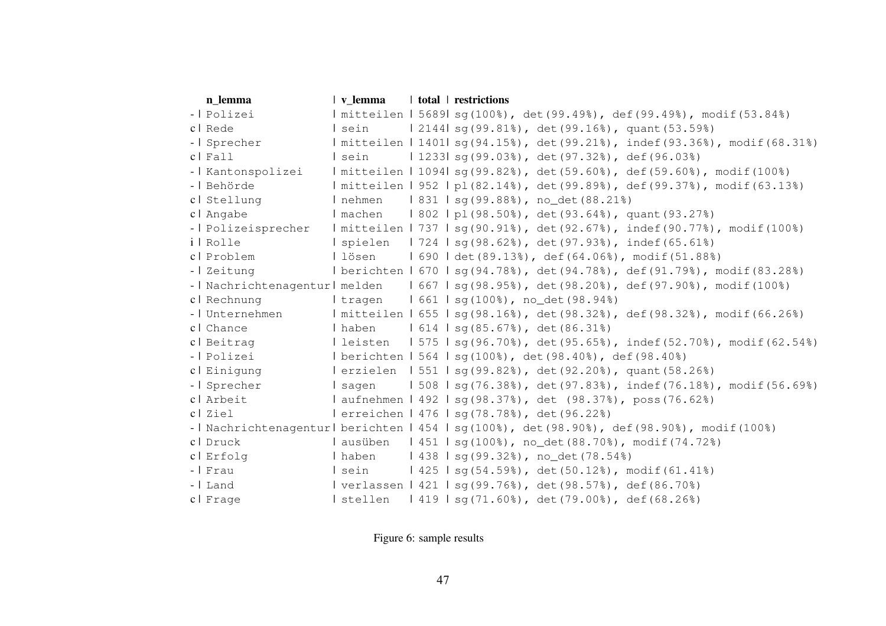| | n_lemma | v_lemma | total | restrictions |
|---|---|---|---|---|
| - | Polizei | mitteilen | 5689 | sg(100%), det(99.49%), def(99.49%), modif(53.84%) |
| c | Rede | sein | 2144 | sg(99.81%), det(99.16%), quant(53.59%) |
| - | Sprecher | mitteilen | 1401 | sg(94.15%), det(99.21%), indef(93.36%), modif(68.31%) |
| c | Fall | sein | 1233 | sg(99.03%), det(97.32%), def(96.03%) |
| - | Kantonspolizei | mitteilen | 1094 | sg(99.82%), det(59.60%), def(59.60%), modif(100%) |
| - | Behörde | mitteilen | 952 | pl(82.14%), det(99.89%), def(99.37%), modif(63.13%) |
| c | Stellung | nehmen | 831 | sg(99.88%), no_det(88.21%) |
| c | Angabe | machen | 802 | pl(98.50%), det(93.64%), quant(93.27%) |
| - | Polizeisprecher | mitteilen | 737 | sg(90.91%), det(92.67%), indef(90.77%), modif(100%) |
| i | Rolle | spielen | 724 | sg(98.62%), det(97.93%), indef(65.61%) |
| c | Problem | lösen | 690 | det(89.13%), def(64.06%), modif(51.88%) |
| - | Zeitung | berichten | 670 | sg(94.78%), det(94.78%), def(91.79%), modif(83.28%) |
| - | Nachrichtenagentur | melden | 667 | sg(98.95%), det(98.20%), def(97.90%), modif(100%) |
| c | Rechnung | tragen | 661 | sg(100%), no_det(98.94%) |
| - | Unternehmen | mitteilen | 655 | sg(98.16%), det(98.32%), def(98.32%), modif(66.26%) |
| c | Chance | haben | 614 | sg(85.67%), det(86.31%) |
| c | Beitrag | leisten | 575 | sg(96.70%), det(95.65%), indef(52.70%), modif(62.54%) |
| - | Polizei | berichten | 564 | sg(100%), det(98.40%), def(98.40%) |
| c | Einigung | erzielen | 551 | sg(99.82%), det(92.20%), quant(58.26%) |
| - | Sprecher | sagen | 508 | sg(76.38%), det(97.83%), indef(76.18%), modif(56.69%) |
| c | Arbeit | aufnehmen | 492 | sg(98.37%), det (98.37%), poss(76.62%) |
| c | Ziel | erreichen | 476 | sg(78.78%), det(96.22%) |
| - | Nachrichtenagentur | berichten | 454 | sg(100%), det(98.90%), def(98.90%), modif(100%) |
| c | Druck | ausüben | 451 | sg(100%), no_det(88.70%), modif(74.72%) |
| c | Erfolg | haben | 438 | sg(99.32%), no_det(78.54%) |
| - | Frau | sein | 425 | sg(54.59%), det(50.12%), modif(61.41%) |
| - | Land | verlassen | 421 | sg(99.76%), det(98.57%), def(86.70%) |
| c | Frage | stellen | 419 | sg(71.60%), det(79.00%), def(68.26%) |

Figure 6: sample results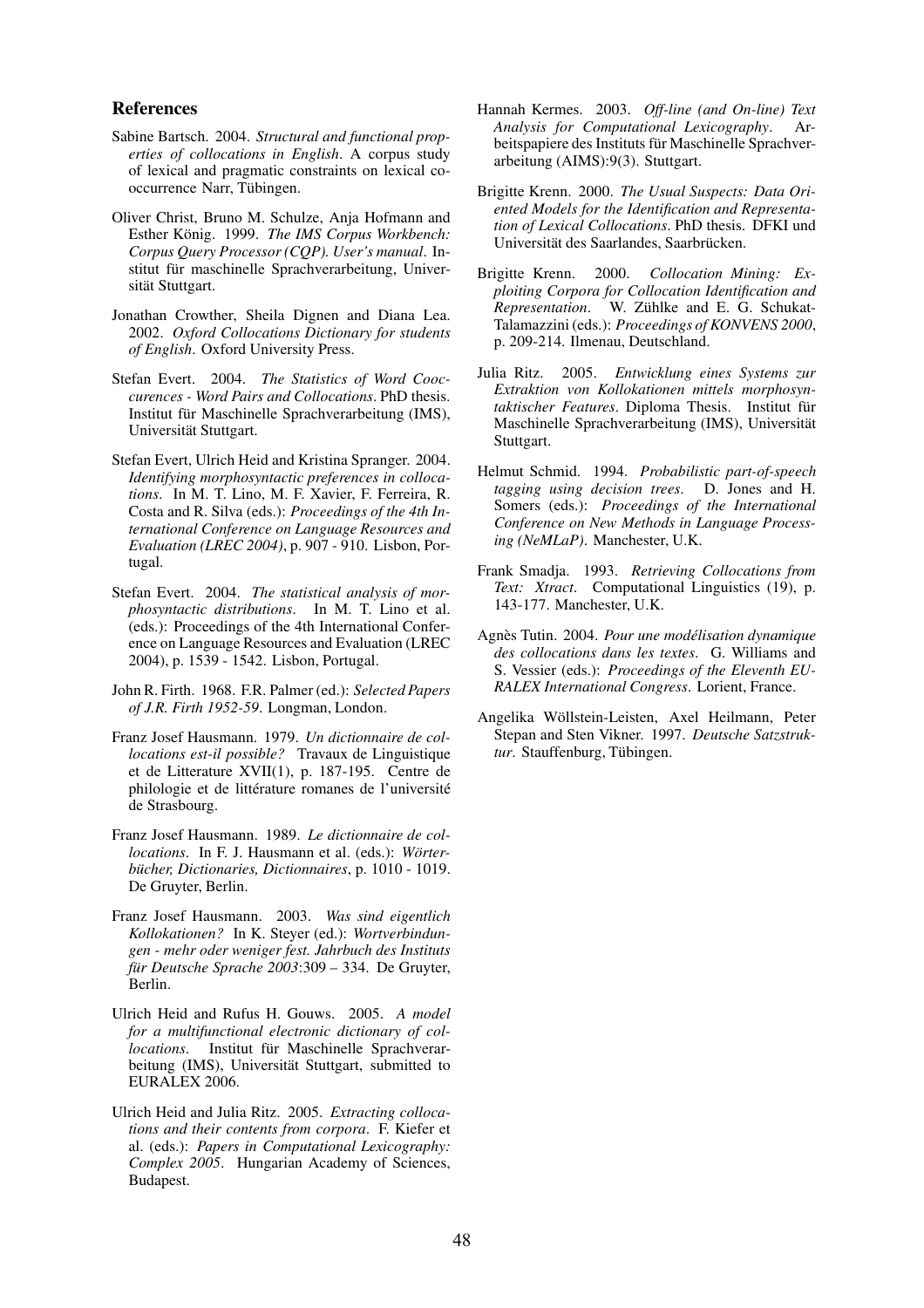## References

Sabine Bartsch. 2004. *Structural and functional properties of collocations in English*. A corpus study of lexical and pragmatic constraints on lexical cooccurrence Narr, Tübingen.

Oliver Christ, Bruno M. Schulze, Anja Hofmann and Esther König. 1999. *The IMS Corpus Workbench: Corpus Query Processor (CQP). User's manual*. Institut für maschinelle Sprachverarbeitung, Universität Stuttgart.

Jonathan Crowther, Sheila Dignen and Diana Lea. 2002. *Oxford Collocations Dictionary for students of English*. Oxford University Press.

Stefan Evert. 2004. *The Statistics of Word Cooccurences - Word Pairs and Collocations*. PhD thesis. Institut für Maschinelle Sprachverarbeitung (IMS), Universität Stuttgart.

Stefan Evert, Ulrich Heid and Kristina Spranger. 2004. *Identifying morphosyntactic preferences in collocations*. In M. T. Lino, M. F. Xavier, F. Ferreira, R. Costa and R. Silva (eds.): *Proceedings of the 4th International Conference on Language Resources and Evaluation (LREC 2004)*, p. 907 - 910. Lisbon, Portugal.

Stefan Evert. 2004. *The statistical analysis of morphosyntactic distributions*. In M. T. Lino et al. (eds.): Proceedings of the 4th International Conference on Language Resources and Evaluation (LREC 2004), p. 1539 - 1542. Lisbon, Portugal.

John R. Firth. 1968. F.R. Palmer (ed.): *Selected Papers of J.R. Firth 1952-59*. Longman, London.

Franz Josef Hausmann. 1979. *Un dictionnaire de collocations est-il possible?* Travaux de Linguistique et de Litterature XVII(1), p. 187-195. Centre de philologie et de littérature romanes de l'université de Strasbourg.

Franz Josef Hausmann. 1989. *Le dictionnaire de collocations*. In F. J. Hausmann et al. (eds.): *Wörterbücher, Dictionaries, Dictionnaires*, p. 1010 - 1019. De Gruyter, Berlin.

Franz Josef Hausmann. 2003. *Was sind eigentlich Kollokationen?* In K. Steyer (ed.): *Wortverbindungen - mehr oder weniger fest. Jahrbuch des Instituts für Deutsche Sprache 2003*:309 – 334. De Gruyter, Berlin.

Ulrich Heid and Rufus H. Gouws. 2005. *A model for a multifunctional electronic dictionary of collocations*. Institut für Maschinelle Sprachverarbeitung (IMS), Universität Stuttgart, submitted to EURALEX 2006.

Ulrich Heid and Julia Ritz. 2005. *Extracting collocations and their contents from corpora*. F. Kiefer et al. (eds.): *Papers in Computational Lexicography: Complex 2005*. Hungarian Academy of Sciences, Budapest.

Hannah Kermes. 2003. *Off-line (and On-line) Text Analysis for Computational Lexicography*. Arbeitspapiere des Instituts für Maschinelle Sprachverarbeitung (AIMS):9(3). Stuttgart.

Brigitte Krenn. 2000. *The Usual Suspects: Data Oriented Models for the Identification and Representation of Lexical Collocations*. PhD thesis. DFKI und Universität des Saarlandes, Saarbrücken.

Brigitte Krenn. 2000. *Collocation Mining: Exploiting Corpora for Collocation Identification and Representation*. W. Zühlke and E. G. Schukat-Talamazzini (eds.): *Proceedings of KONVENS 2000*, p. 209-214. Ilmenau, Deutschland.

Julia Ritz. 2005. *Entwicklung eines Systems zur Extraktion von Kollokationen mittels morphosyntaktischer Features*. Diploma Thesis. Institut für Maschinelle Sprachverarbeitung (IMS), Universität Stuttgart.

Helmut Schmid. 1994. *Probabilistic part-of-speech tagging using decision trees*. D. Jones and H. Somers (eds.): *Proceedings of the International Conference on New Methods in Language Processing (NeMLaP)*. Manchester, U.K.

Frank Smadja. 1993. *Retrieving Collocations from Text: Xtract*. Computational Linguistics (19), p. 143-177. Manchester, U.K.

Agnès Tutin. 2004. *Pour une modélisation dynamique des collocations dans les textes*. G. Williams and S. Vessier (eds.): *Proceedings of the Eleventh EURALEX International Congress*. Lorient, France.

Angelika Wöllstein-Leisten, Axel Heilmann, Peter Stepan and Sten Vikner. 1997. *Deutsche Satzstruktur*. Stauffenburg, Tübingen.